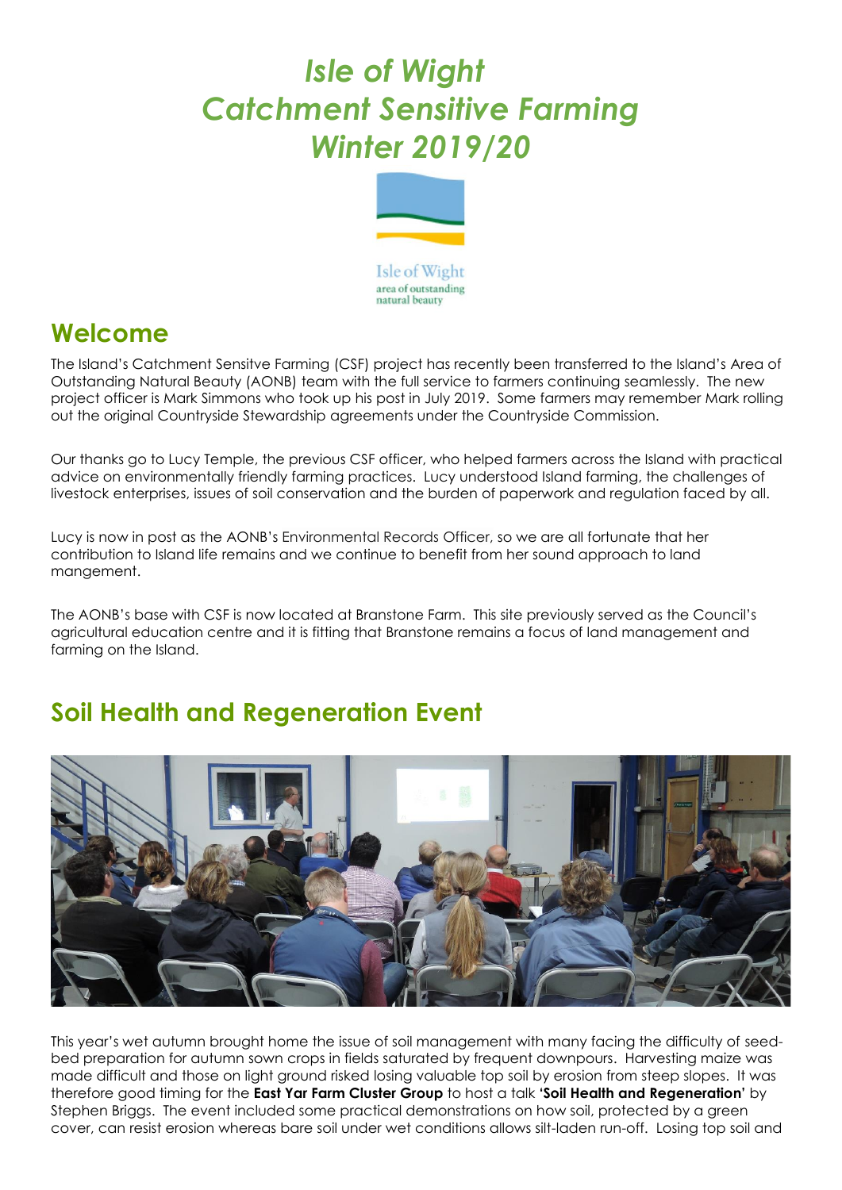# *Isle of Wight*
# *Catchment Sensitive Farming*
# *Winter 2019/20*

Isle of Wight
area of outstanding
natural beauty

## Welcome

The Island's Catchment Sensitve Farming (CSF) project has recently been transferred to the Island's Area of Outstanding Natural Beauty (AONB) team with the full service to farmers continuing seamlessly. The new project officer is Mark Simmons who took up his post in July 2019. Some farmers may remember Mark rolling out the original Countryside Stewardship agreements under the Countryside Commission.

Our thanks go to Lucy Temple, the previous CSF officer, who helped farmers across the Island with practical advice on environmentally friendly farming practices. Lucy understood Island farming, the challenges of livestock enterprises, issues of soil conservation and the burden of paperwork and regulation faced by all.

Lucy is now in post as the AONB's Environmental Records Officer, so we are all fortunate that her contribution to Island life remains and we continue to benefit from her sound approach to land mangement.

The AONB's base with CSF is now located at Branstone Farm. This site previously served as the Council's agricultural education centre and it is fitting that Branstone remains a focus of land management and farming on the Island.

## Soil Health and Regeneration Event

This year's wet autumn brought home the issue of soil management with many facing the difficulty of seed-bed preparation for autumn sown crops in fields saturated by frequent downpours. Harvesting maize was made difficult and those on light ground risked losing valuable top soil by erosion from steep slopes. It was therefore good timing for the **East Yar Farm Cluster Group** to host a talk **'Soil Health and Regeneration'** by Stephen Briggs. The event included some practical demonstrations on how soil, protected by a green cover, can resist erosion whereas bare soil under wet conditions allows silt-laden run-off. Losing top soil and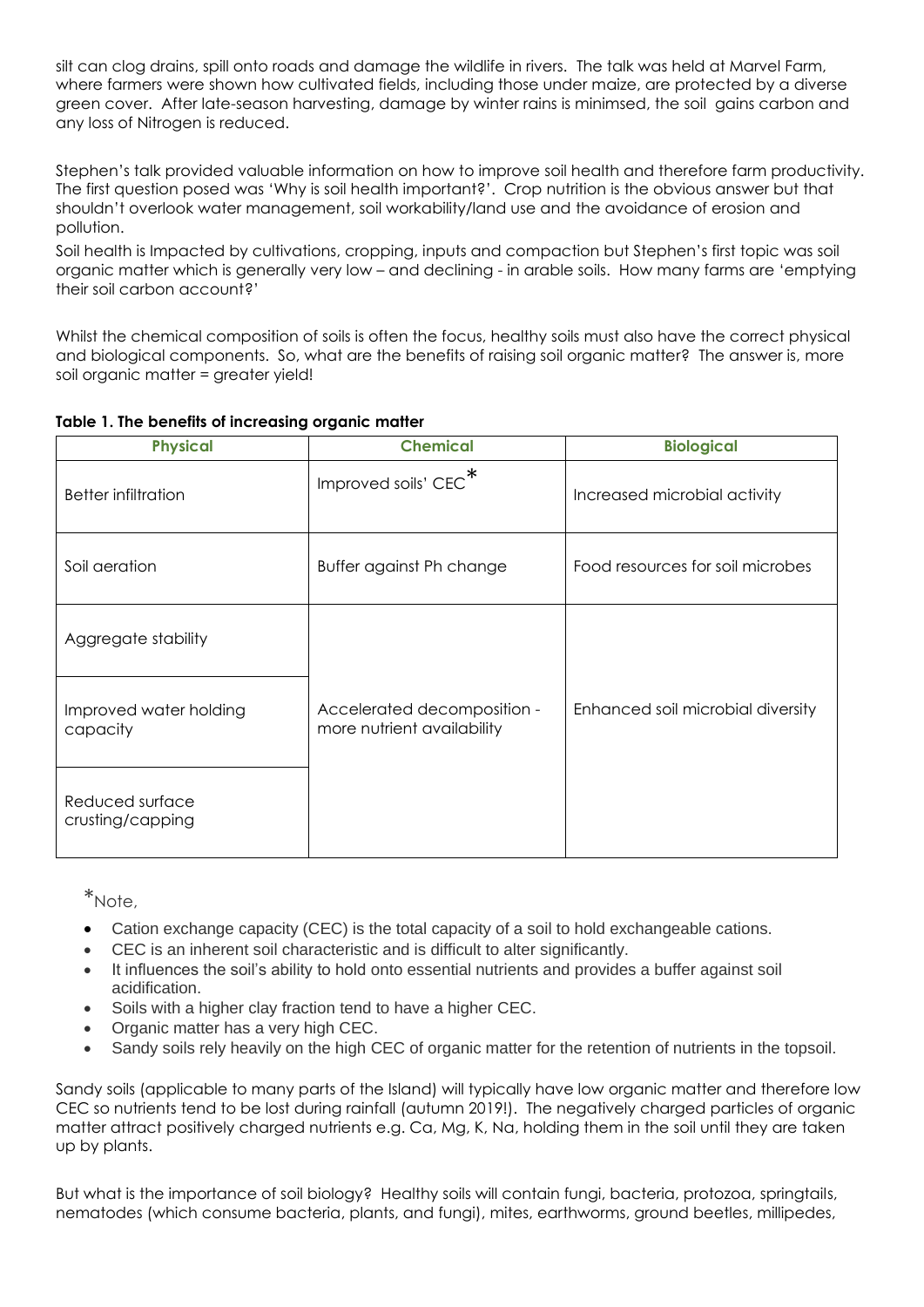silt can clog drains, spill onto roads and damage the wildlife in rivers. The talk was held at Marvel Farm, where farmers were shown how cultivated fields, including those under maize, are protected by a diverse green cover. After late-season harvesting, damage by winter rains is minimsed, the soil gains carbon and any loss of Nitrogen is reduced.

Stephen's talk provided valuable information on how to improve soil health and therefore farm productivity. The first question posed was 'Why is soil health important?'. Crop nutrition is the obvious answer but that shouldn't overlook water management, soil workability/land use and the avoidance of erosion and pollution.

Soil health is Impacted by cultivations, cropping, inputs and compaction but Stephen's first topic was soil organic matter which is generally very low – and declining - in arable soils. How many farms are 'emptying their soil carbon account?'

Whilst the chemical composition of soils is often the focus, healthy soils must also have the correct physical and biological components. So, what are the benefits of raising soil organic matter? The answer is, more soil organic matter = greater yield!

**Table 1. The benefits of increasing organic matter**

| Physical | Chemical | Biological |
|---|---|---|
| Better infiltration | Improved soils' CEC* | Increased microbial activity |
| Soil aeration | Buffer against Ph change | Food resources for soil microbes |
| Aggregate stability | Accelerated decomposition - more nutrient availability | Enhanced soil microbial diversity |
| Improved water holding capacity | | |
| Reduced surface crusting/capping | | |

*Note,

- Cation exchange capacity (CEC) is the total capacity of a soil to hold exchangeable cations.
- CEC is an inherent soil characteristic and is difficult to alter significantly.
- It influences the soil's ability to hold onto essential nutrients and provides a buffer against soil acidification.
- Soils with a higher clay fraction tend to have a higher CEC.
- Organic matter has a very high CEC.
- Sandy soils rely heavily on the high CEC of organic matter for the retention of nutrients in the topsoil.

Sandy soils (applicable to many parts of the Island) will typically have low organic matter and therefore low CEC so nutrients tend to be lost during rainfall (autumn 2019!). The negatively charged particles of organic matter attract positively charged nutrients e.g. Ca, Mg, K, Na, holding them in the soil until they are taken up by plants.

But what is the importance of soil biology? Healthy soils will contain fungi, bacteria, protozoa, springtails, nematodes (which consume bacteria, plants, and fungi), mites, earthworms, ground beetles, millipedes,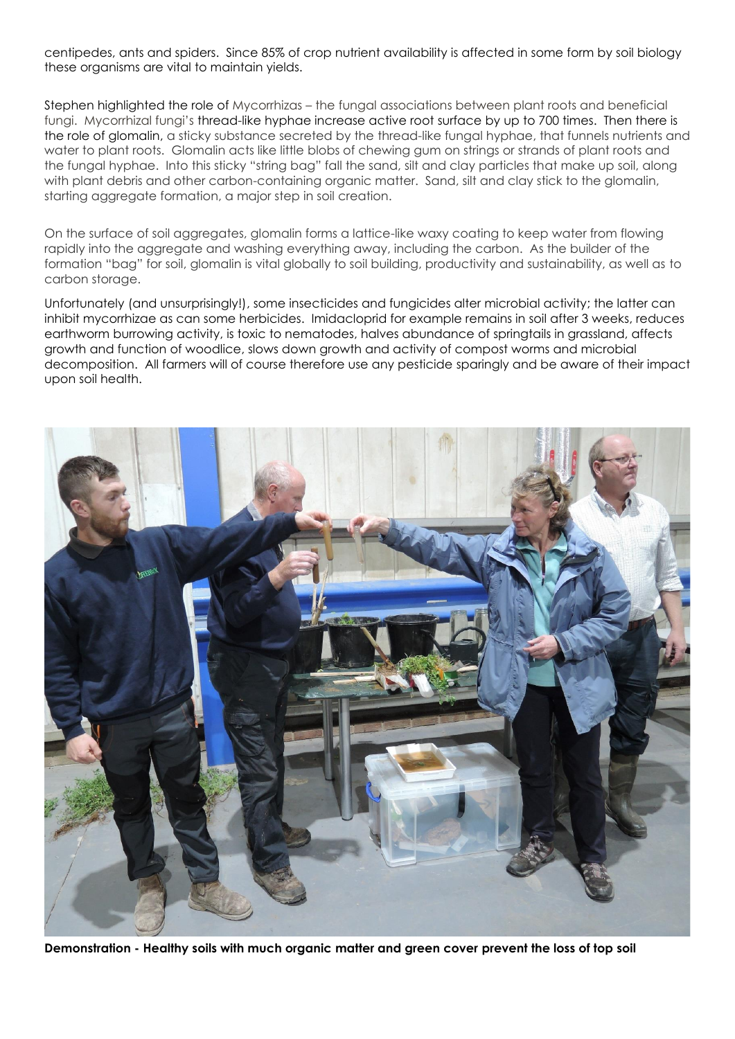centipedes, ants and spiders. Since 85% of crop nutrient availability is affected in some form by soil biology these organisms are vital to maintain yields.

Stephen highlighted the role of Mycorrhizas – the fungal associations between plant roots and beneficial fungi. Mycorrhizal fungi's thread-like hyphae increase active root surface by up to 700 times. Then there is the role of glomalin, a sticky substance secreted by the thread-like fungal hyphae, that funnels nutrients and water to plant roots. Glomalin acts like little blobs of chewing gum on strings or strands of plant roots and the fungal hyphae. Into this sticky "string bag" fall the sand, silt and clay particles that make up soil, along with plant debris and other carbon-containing organic matter. Sand, silt and clay stick to the glomalin, starting aggregate formation, a major step in soil creation.

On the surface of soil aggregates, glomalin forms a lattice-like waxy coating to keep water from flowing rapidly into the aggregate and washing everything away, including the carbon. As the builder of the formation "bag" for soil, glomalin is vital globally to soil building, productivity and sustainability, as well as to carbon storage.

Unfortunately (and unsurprisingly!), some insecticides and fungicides alter microbial activity; the latter can inhibit mycorrhizae as can some herbicides. Imidacloprid for example remains in soil after 3 weeks, reduces earthworm burrowing activity, is toxic to nematodes, halves abundance of springtails in grassland, affects growth and function of woodlice, slows down growth and activity of compost worms and microbial decomposition. All farmers will of course therefore use any pesticide sparingly and be aware of their impact upon soil health.

**Demonstration - Healthy soils with much organic matter and green cover prevent the loss of top soil**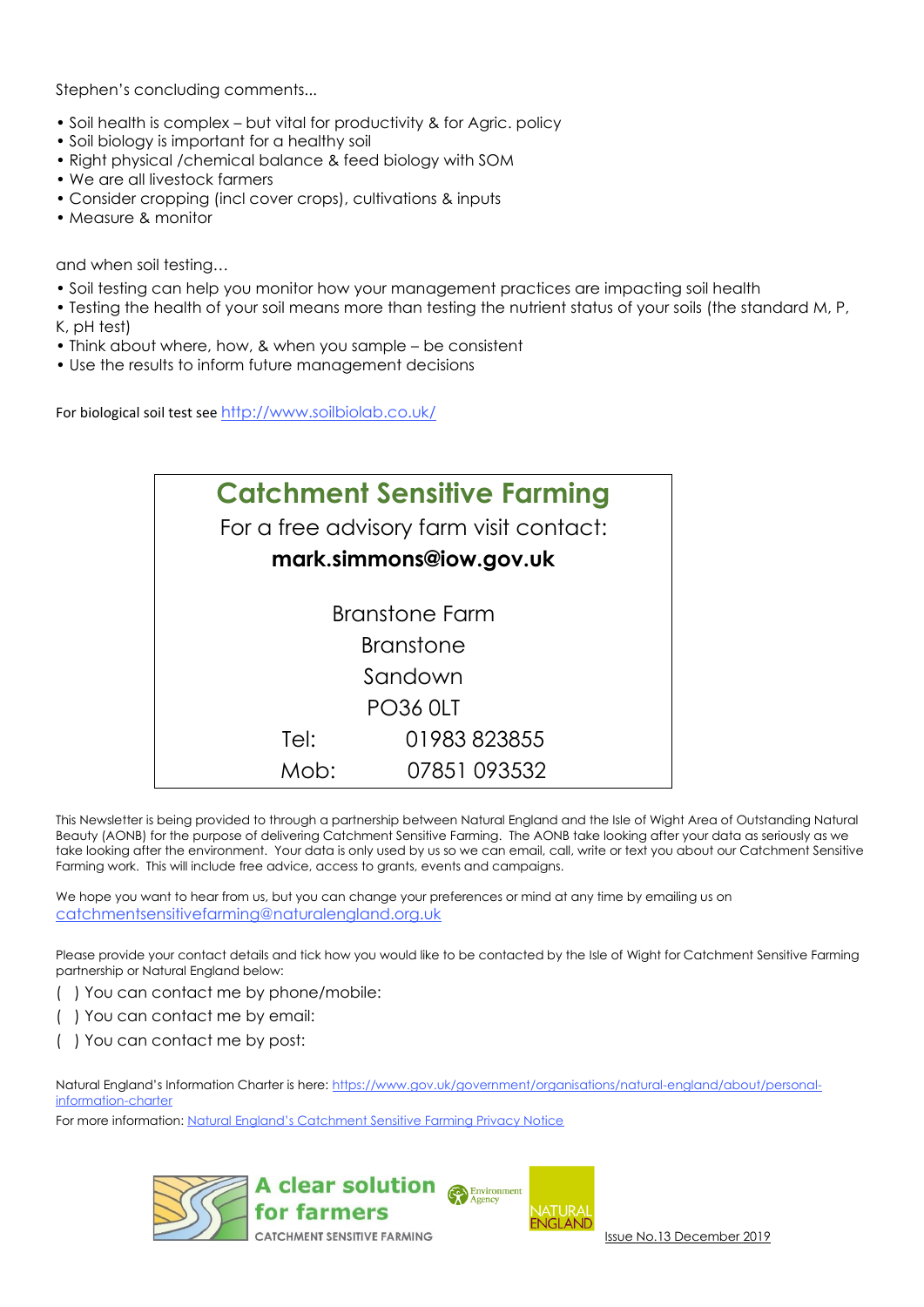Stephen's concluding comments...

- Soil health is complex – but vital for productivity & for Agric. policy
- Soil biology is important for a healthy soil
- Right physical /chemical balance & feed biology with SOM
- We are all livestock farmers
- Consider cropping (incl cover crops), cultivations & inputs
- Measure & monitor

and when soil testing…

- Soil testing can help you monitor how your management practices are impacting soil health
- Testing the health of your soil means more than testing the nutrient status of your soils (the standard M, P, K, pH test)
- Think about where, how, & when you sample – be consistent
- Use the results to inform future management decisions

For biological soil test see http://www.soilbiolab.co.uk/

## Catchment Sensitive Farming

For a free advisory farm visit contact:

**mark.simmons@iow.gov.uk**

Branstone Farm
Branstone
Sandown
PO36 0LT

Tel: 01983 823855
Mob: 07851 093532

This Newsletter is being provided to through a partnership between Natural England and the Isle of Wight Area of Outstanding Natural Beauty (AONB) for the purpose of delivering Catchment Sensitive Farming. The AONB take looking after your data as seriously as we take looking after the environment. Your data is only used by us so we can email, call, write or text you about our Catchment Sensitive Farming work. This will include free advice, access to grants, events and campaigns.

We hope you want to hear from us, but you can change your preferences or mind at any time by emailing us on catchmentsensitivefarming@naturalengland.org.uk

Please provide your contact details and tick how you would like to be contacted by the Isle of Wight for Catchment Sensitive Farming partnership or Natural England below:

( ) You can contact me by phone/mobile:

( ) You can contact me by email:

( ) You can contact me by post:

Natural England's Information Charter is here: https://www.gov.uk/government/organisations/natural-england/about/personal-information-charter

For more information: Natural England's Catchment Sensitive Farming Privacy Notice

A clear solution for farmers
CATCHMENT SENSITIVE FARMING

Environment Agency

NATURAL ENGLAND

Issue No.13 December 2019